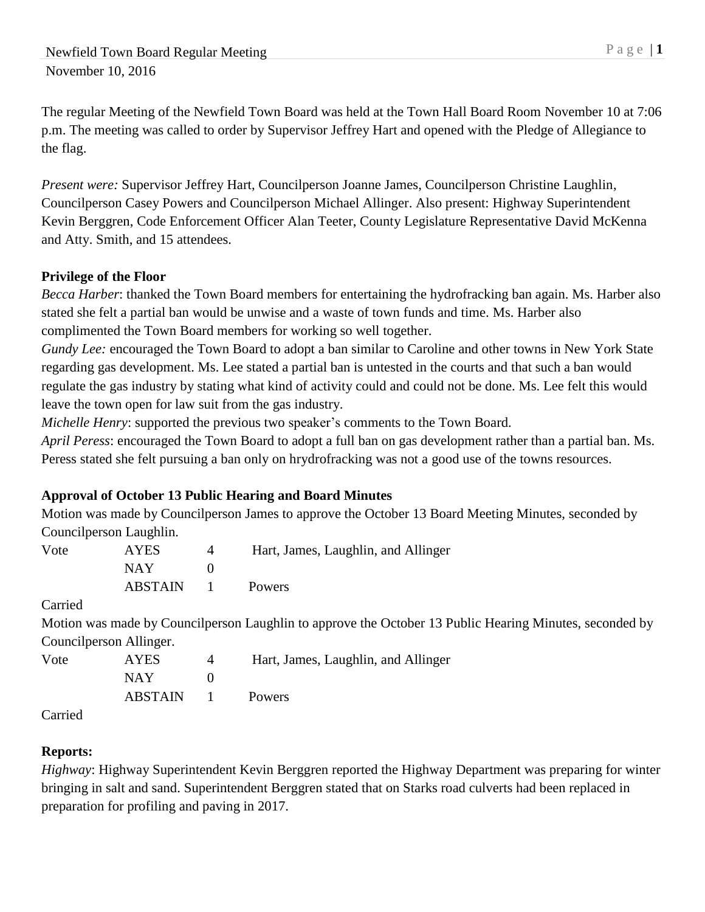Newfield Town Board Regular Meeting
November 10, 2016

The regular Meeting of the Newfield Town Board was held at the Town Hall Board Room November 10 at 7:06 p.m. The meeting was called to order by Supervisor Jeffrey Hart and opened with the Pledge of Allegiance to the flag.

*Present were:* Supervisor Jeffrey Hart, Councilperson Joanne James, Councilperson Christine Laughlin, Councilperson Casey Powers and Councilperson Michael Allinger. Also present: Highway Superintendent Kevin Berggren, Code Enforcement Officer Alan Teeter, County Legislature Representative David McKenna and Atty. Smith, and 15 attendees.

**Privilege of the Floor**

*Becca Harber*: thanked the Town Board members for entertaining the hydrofracking ban again. Ms. Harber also stated she felt a partial ban would be unwise and a waste of town funds and time. Ms. Harber also complimented the Town Board members for working so well together.

*Gundy Lee:* encouraged the Town Board to adopt a ban similar to Caroline and other towns in New York State regarding gas development. Ms. Lee stated a partial ban is untested in the courts and that such a ban would regulate the gas industry by stating what kind of activity could and could not be done. Ms. Lee felt this would leave the town open for law suit from the gas industry.

*Michelle Henry*: supported the previous two speaker's comments to the Town Board.

*April Peress*: encouraged the Town Board to adopt a full ban on gas development rather than a partial ban. Ms. Peress stated she felt pursuing a ban only on hrydrofracking was not a good use of the towns resources.

**Approval of October 13 Public Hearing and Board Minutes**

Motion was made by Councilperson James to approve the October 13 Board Meeting Minutes, seconded by Councilperson Laughlin.

| Vote | AYES | 4 | Hart, James, Laughlin, and Allinger |
|---|---|---|---|
| | NAY | 0 | |
| | ABSTAIN | 1 | Powers |

Carried

Motion was made by Councilperson Laughlin to approve the October 13 Public Hearing Minutes, seconded by Councilperson Allinger.

| Vote | AYES | 4 | Hart, James, Laughlin, and Allinger |
|---|---|---|---|
| | NAY | 0 | |
| | ABSTAIN | 1 | Powers |

Carried

**Reports:**

*Highway*: Highway Superintendent Kevin Berggren reported the Highway Department was preparing for winter bringing in salt and sand. Superintendent Berggren stated that on Starks road culverts had been replaced in preparation for profiling and paving in 2017.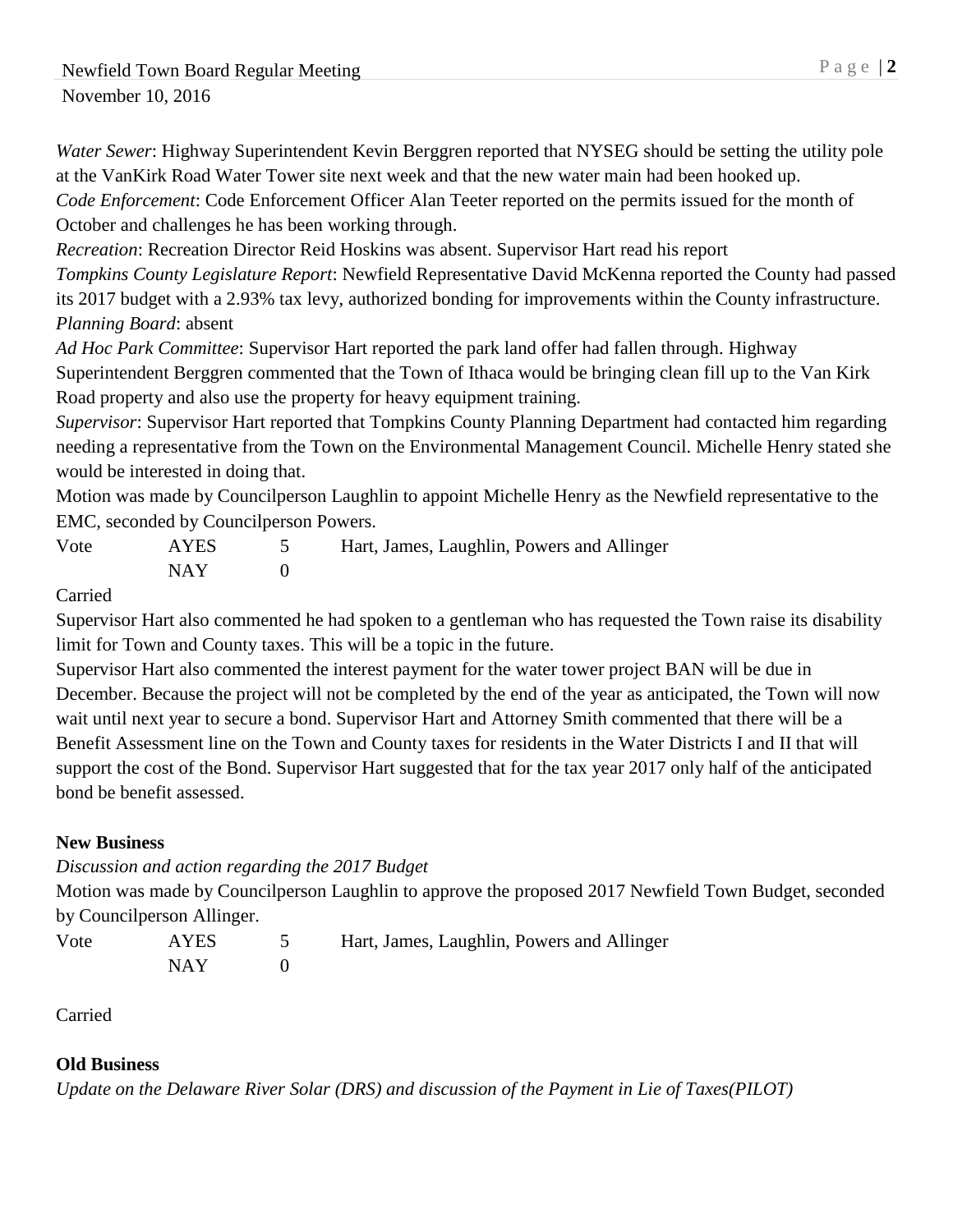*Water Sewer*: Highway Superintendent Kevin Berggren reported that NYSEG should be setting the utility pole at the VanKirk Road Water Tower site next week and that the new water main had been hooked up.

*Code Enforcement*: Code Enforcement Officer Alan Teeter reported on the permits issued for the month of October and challenges he has been working through.

*Recreation*: Recreation Director Reid Hoskins was absent. Supervisor Hart read his report

*Tompkins County Legislature Report*: Newfield Representative David McKenna reported the County had passed its 2017 budget with a 2.93% tax levy, authorized bonding for improvements within the County infrastructure.

*Planning Board*: absent

*Ad Hoc Park Committee*: Supervisor Hart reported the park land offer had fallen through. Highway Superintendent Berggren commented that the Town of Ithaca would be bringing clean fill up to the Van Kirk Road property and also use the property for heavy equipment training.

*Supervisor*: Supervisor Hart reported that Tompkins County Planning Department had contacted him regarding needing a representative from the Town on the Environmental Management Council. Michelle Henry stated she would be interested in doing that.

Motion was made by Councilperson Laughlin to appoint Michelle Henry as the Newfield representative to the EMC, seconded by Councilperson Powers.

| Vote | AYES | 5 | Hart, James, Laughlin, Powers and Allinger |
|---|---|---|---|
| | NAY | 0 | |

Carried

Supervisor Hart also commented he had spoken to a gentleman who has requested the Town raise its disability limit for Town and County taxes. This will be a topic in the future.

Supervisor Hart also commented the interest payment for the water tower project BAN will be due in December. Because the project will not be completed by the end of the year as anticipated, the Town will now wait until next year to secure a bond. Supervisor Hart and Attorney Smith commented that there will be a Benefit Assessment line on the Town and County taxes for residents in the Water Districts I and II that will support the cost of the Bond. Supervisor Hart suggested that for the tax year 2017 only half of the anticipated bond be benefit assessed.

**New Business**

*Discussion and action regarding the 2017 Budget*

Motion was made by Councilperson Laughlin to approve the proposed 2017 Newfield Town Budget, seconded by Councilperson Allinger.

| Vote | AYES | 5 | Hart, James, Laughlin, Powers and Allinger |
|---|---|---|---|
| | NAY | 0 | |

Carried

**Old Business**

*Update on the Delaware River Solar (DRS) and discussion of the Payment in Lie of Taxes(PILOT)*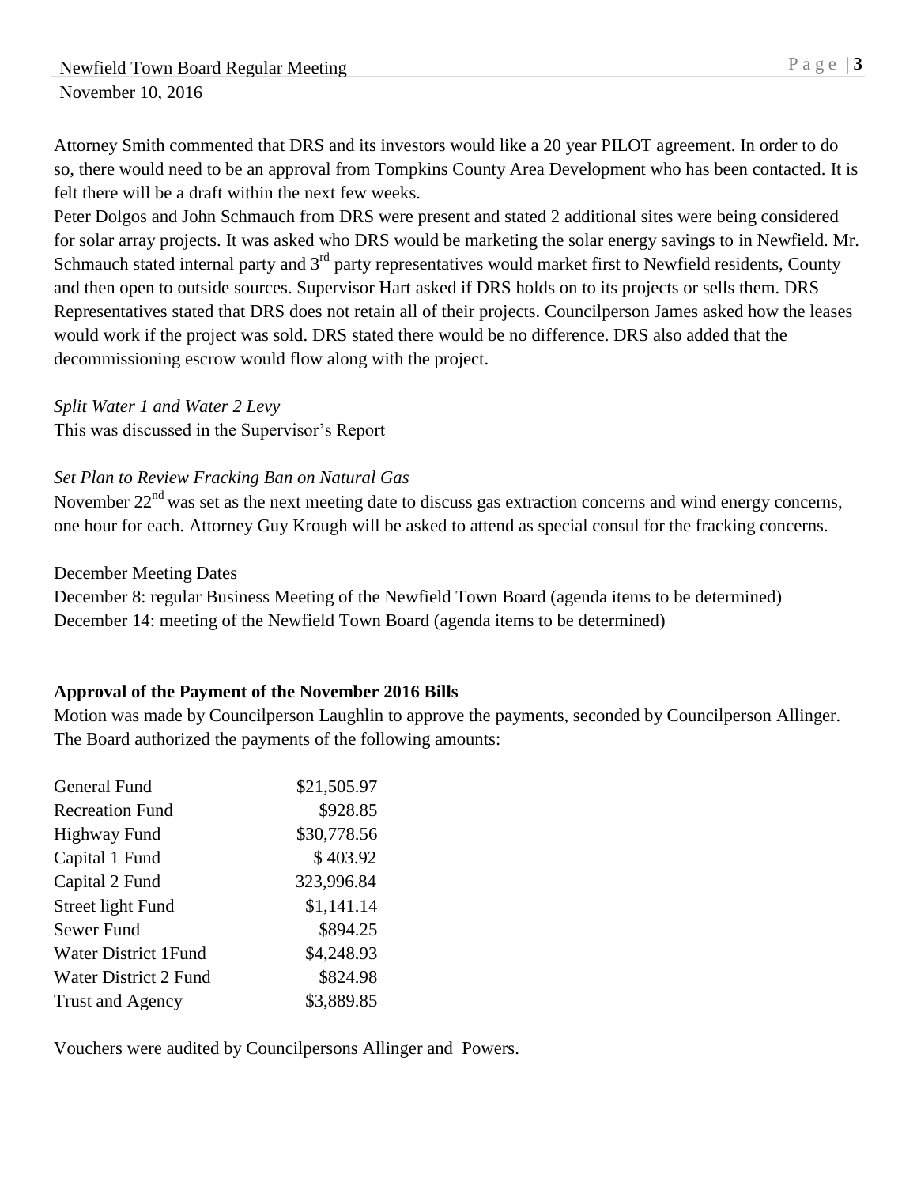Attorney Smith commented that DRS and its investors would like a 20 year PILOT agreement. In order to do so, there would need to be an approval from Tompkins County Area Development who has been contacted. It is felt there will be a draft within the next few weeks.

Peter Dolgos and John Schmauch from DRS were present and stated 2 additional sites were being considered for solar array projects. It was asked who DRS would be marketing the solar energy savings to in Newfield. Mr. Schmauch stated internal party and 3rd party representatives would market first to Newfield residents, County and then open to outside sources. Supervisor Hart asked if DRS holds on to its projects or sells them. DRS Representatives stated that DRS does not retain all of their projects. Councilperson James asked how the leases would work if the project was sold. DRS stated there would be no difference. DRS also added that the decommissioning escrow would flow along with the project.

*Split Water 1 and Water 2 Levy*

This was discussed in the Supervisor's Report

*Set Plan to Review Fracking Ban on Natural Gas*

November 22nd was set as the next meeting date to discuss gas extraction concerns and wind energy concerns, one hour for each. Attorney Guy Krough will be asked to attend as special consul for the fracking concerns.

December Meeting Dates

December 8: regular Business Meeting of the Newfield Town Board (agenda items to be determined)

December 14: meeting of the Newfield Town Board (agenda items to be determined)

**Approval of the Payment of the November 2016 Bills**

Motion was made by Councilperson Laughlin to approve the payments, seconded by Councilperson Allinger. The Board authorized the payments of the following amounts:

| | |
|---|---|
| General Fund | $21,505.97 |
| Recreation Fund | $928.85 |
| Highway Fund | $30,778.56 |
| Capital 1 Fund | $ 403.92 |
| Capital 2 Fund | 323,996.84 |
| Street light Fund | $1,141.14 |
| Sewer Fund | $894.25 |
| Water District 1Fund | $4,248.93 |
| Water District 2 Fund | $824.98 |
| Trust and Agency | $3,889.85 |

Vouchers were audited by Councilpersons Allinger and Powers.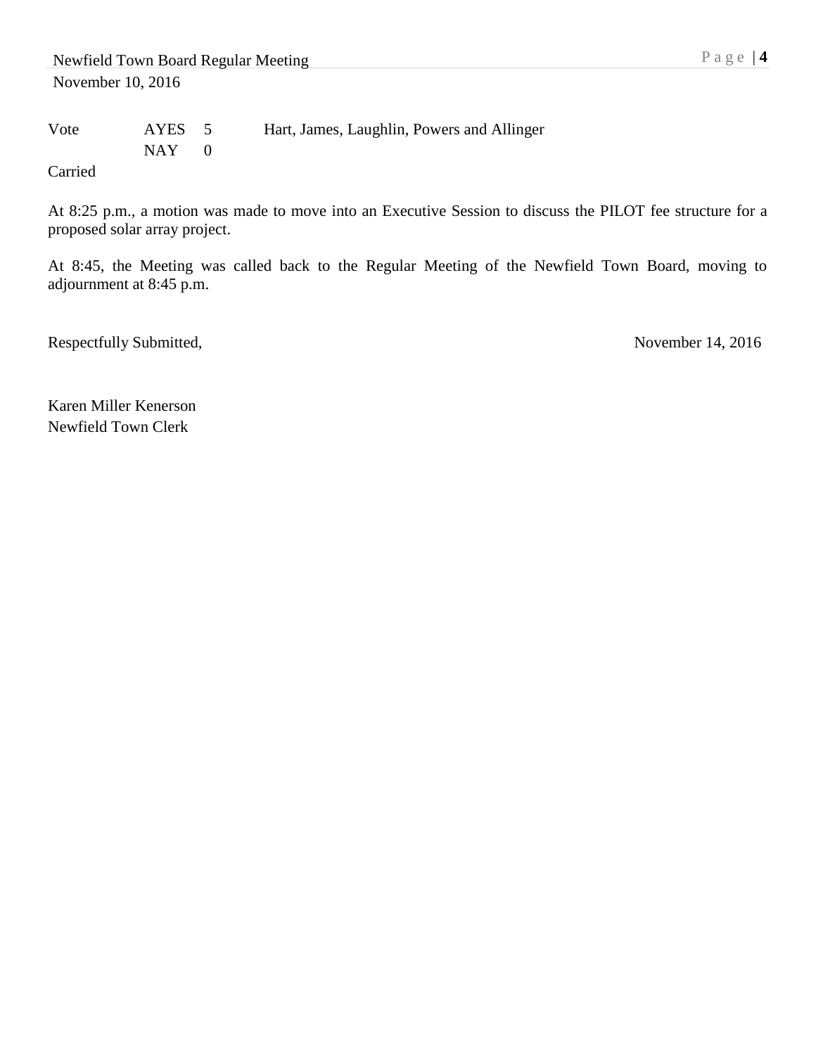| | | | |
|---|---|---|---|
| Vote | AYES | 5 | Hart, James, Laughlin, Powers and Allinger |
| | NAY | 0 | |

Carried

At 8:25 p.m., a motion was made to move into an Executive Session to discuss the PILOT fee structure for a proposed solar array project.

At 8:45, the Meeting was called back to the Regular Meeting of the Newfield Town Board, moving to adjournment at 8:45 p.m.

Respectfully Submitted, November 14, 2016

Karen Miller Kenerson
Newfield Town Clerk